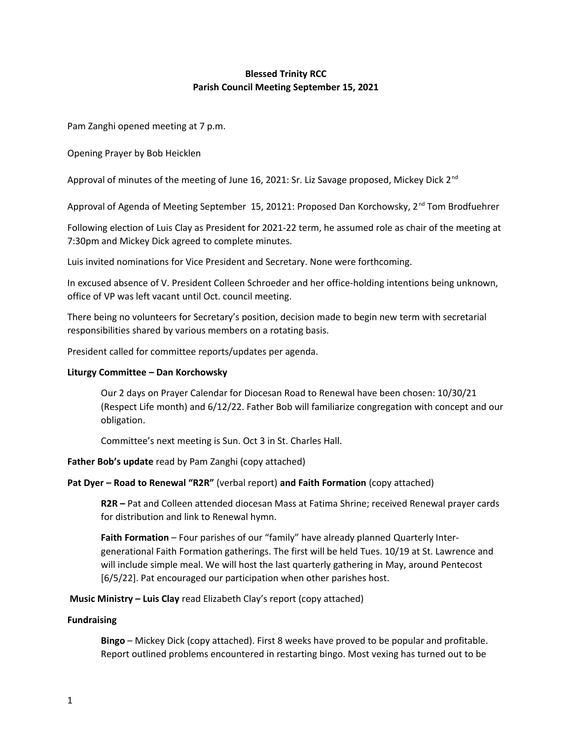# Blessed Trinity RCC
## Parish Council Meeting September 15, 2021

Pam Zanghi opened meeting at 7 p.m.

Opening Prayer by Bob Heicklen

Approval of minutes of the meeting of June 16, 2021: Sr. Liz Savage proposed, Mickey Dick 2nd

Approval of Agenda of Meeting September 15, 20121: Proposed Dan Korchowsky, 2nd Tom Brodfuehrer

Following election of Luis Clay as President for 2021-22 term, he assumed role as chair of the meeting at 7:30pm and Mickey Dick agreed to complete minutes.

Luis invited nominations for Vice President and Secretary. None were forthcoming.

In excused absence of V. President Colleen Schroeder and her office-holding intentions being unknown, office of VP was left vacant until Oct. council meeting.

There being no volunteers for Secretary's position, decision made to begin new term with secretarial responsibilities shared by various members on a rotating basis.

President called for committee reports/updates per agenda.

**Liturgy Committee – Dan Korchowsky**

> Our 2 days on Prayer Calendar for Diocesan Road to Renewal have been chosen: 10/30/21 (Respect Life month) and 6/12/22. Father Bob will familiarize congregation with concept and our obligation.
>
> Committee's next meeting is Sun. Oct 3 in St. Charles Hall.

**Father Bob's update** read by Pam Zanghi (copy attached)

**Pat Dyer – Road to Renewal "R2R"** (verbal report) **and Faith Formation** (copy attached)

> **R2R –** Pat and Colleen attended diocesan Mass at Fatima Shrine; received Renewal prayer cards for distribution and link to Renewal hymn.
>
> **Faith Formation** – Four parishes of our "family" have already planned Quarterly Inter-generational Faith Formation gatherings. The first will be held Tues. 10/19 at St. Lawrence and will include simple meal. We will host the last quarterly gathering in May, around Pentecost [6/5/22]. Pat encouraged our participation when other parishes host.

**Music Ministry – Luis Clay** read Elizabeth Clay's report (copy attached)

**Fundraising**

> **Bingo** – Mickey Dick (copy attached). First 8 weeks have proved to be popular and profitable. Report outlined problems encountered in restarting bingo. Most vexing has turned out to be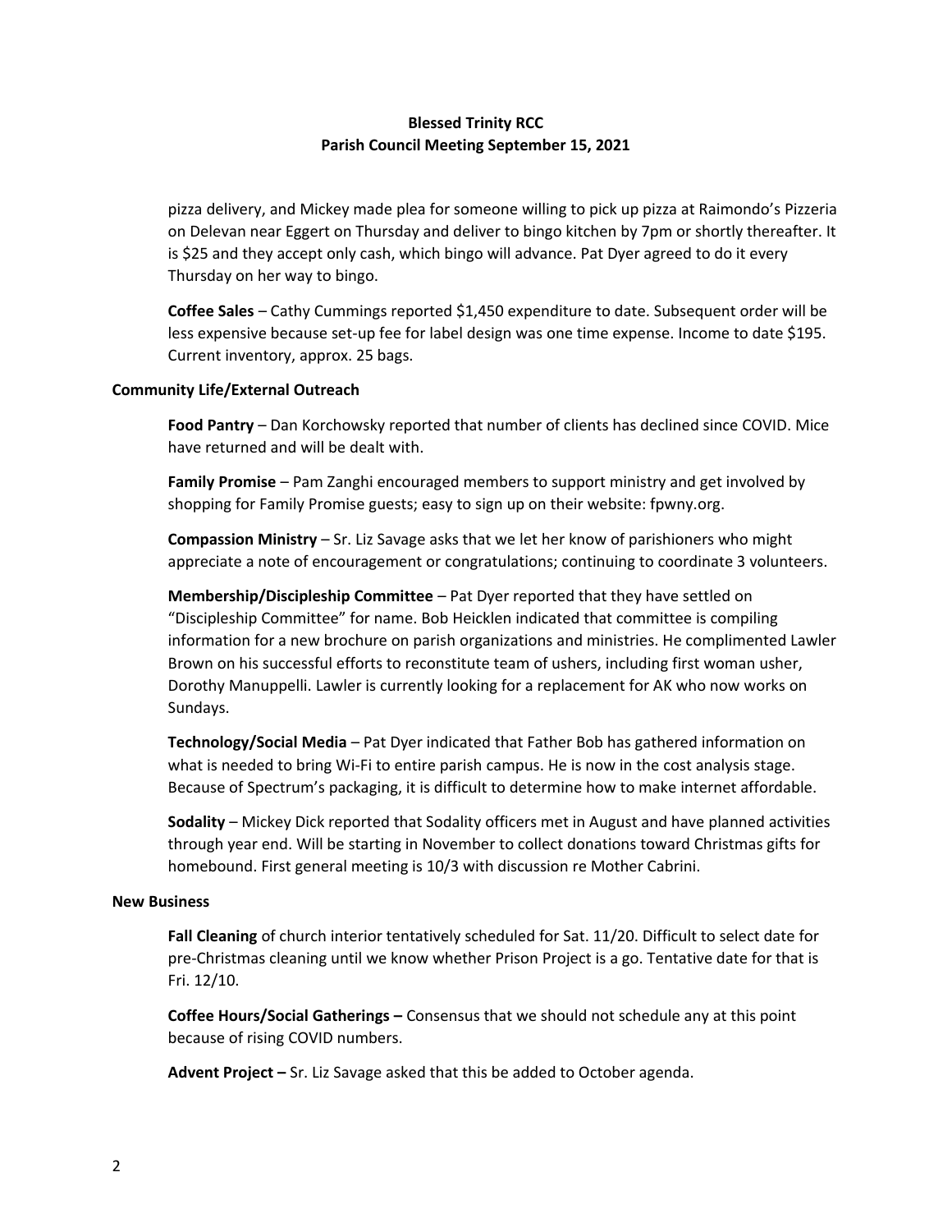# Blessed Trinity RCC
## Parish Council Meeting September 15, 2021

pizza delivery, and Mickey made plea for someone willing to pick up pizza at Raimondo's Pizzeria on Delevan near Eggert on Thursday and deliver to bingo kitchen by 7pm or shortly thereafter. It is $25 and they accept only cash, which bingo will advance. Pat Dyer agreed to do it every Thursday on her way to bingo.

**Coffee Sales** – Cathy Cummings reported $1,450 expenditure to date. Subsequent order will be less expensive because set-up fee for label design was one time expense. Income to date $195. Current inventory, approx. 25 bags.

**Community Life/External Outreach**

**Food Pantry** – Dan Korchowsky reported that number of clients has declined since COVID. Mice have returned and will be dealt with.

**Family Promise** – Pam Zanghi encouraged members to support ministry and get involved by shopping for Family Promise guests; easy to sign up on their website: fpwny.org.

**Compassion Ministry** – Sr. Liz Savage asks that we let her know of parishioners who might appreciate a note of encouragement or congratulations; continuing to coordinate 3 volunteers.

**Membership/Discipleship Committee** – Pat Dyer reported that they have settled on "Discipleship Committee" for name. Bob Heicklen indicated that committee is compiling information for a new brochure on parish organizations and ministries. He complimented Lawler Brown on his successful efforts to reconstitute team of ushers, including first woman usher, Dorothy Manuppelli. Lawler is currently looking for a replacement for AK who now works on Sundays.

**Technology/Social Media** – Pat Dyer indicated that Father Bob has gathered information on what is needed to bring Wi-Fi to entire parish campus. He is now in the cost analysis stage. Because of Spectrum's packaging, it is difficult to determine how to make internet affordable.

**Sodality** – Mickey Dick reported that Sodality officers met in August and have planned activities through year end. Will be starting in November to collect donations toward Christmas gifts for homebound. First general meeting is 10/3 with discussion re Mother Cabrini.

**New Business**

**Fall Cleaning** of church interior tentatively scheduled for Sat. 11/20. Difficult to select date for pre-Christmas cleaning until we know whether Prison Project is a go. Tentative date for that is Fri. 12/10.

**Coffee Hours/Social Gatherings –** Consensus that we should not schedule any at this point because of rising COVID numbers.

**Advent Project –** Sr. Liz Savage asked that this be added to October agenda.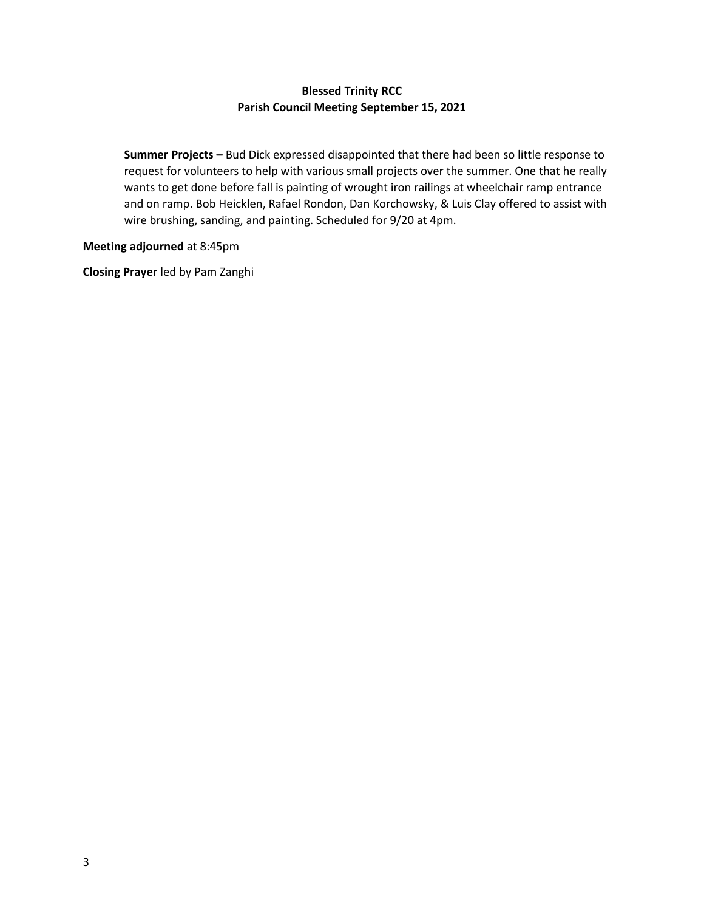**Blessed Trinity RCC**
**Parish Council Meeting September 15, 2021**

**Summer Projects –** Bud Dick expressed disappointed that there had been so little response to request for volunteers to help with various small projects over the summer. One that he really wants to get done before fall is painting of wrought iron railings at wheelchair ramp entrance and on ramp. Bob Heicklen, Rafael Rondon, Dan Korchowsky, & Luis Clay offered to assist with wire brushing, sanding, and painting. Scheduled for 9/20 at 4pm.

**Meeting adjourned** at 8:45pm

**Closing Prayer** led by Pam Zanghi